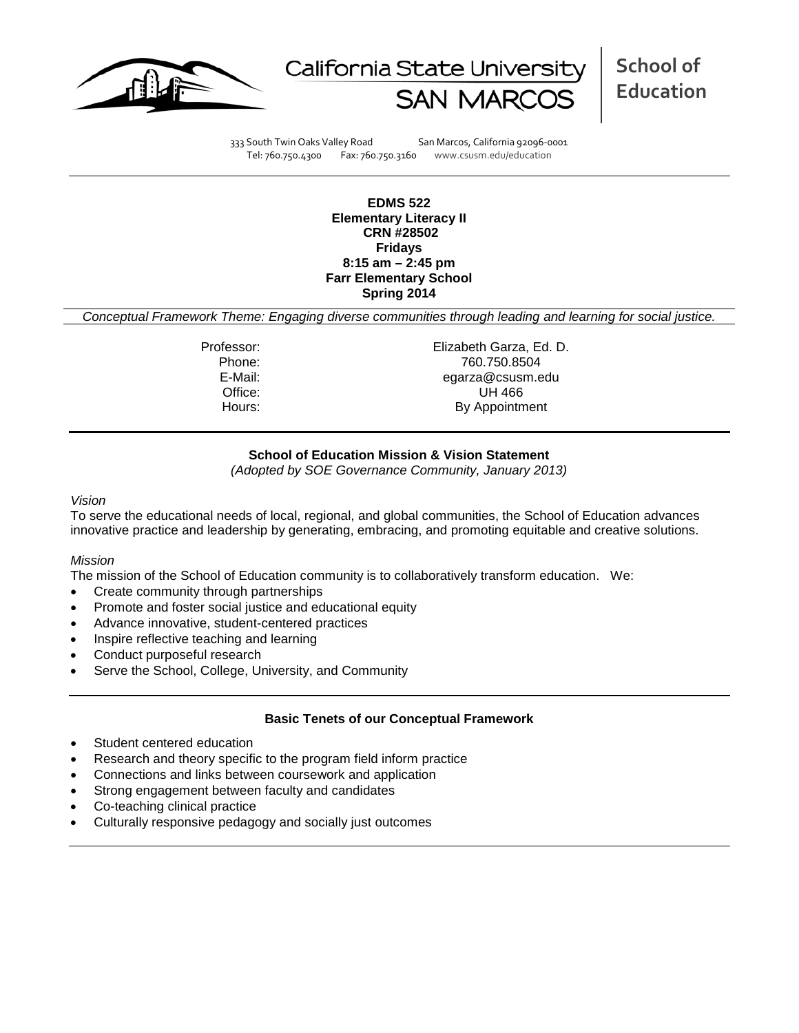California State University SAN MARCOS | **School of Education**

333 South Twin Oaks Valley Road San Marcos, California 92096-0001
Tel: 760.750.4300 Fax: 760.750.3160 www.csusm.edu/education

**EDMS 522**
**Elementary Literacy II**
**CRN #28502**
**Fridays**
**8:15 am – 2:45 pm**
**Farr Elementary School**
**Spring 2014**

*Conceptual Framework Theme: Engaging diverse communities through leading and learning for social justice.*

| | |
|---|---|
| Professor: | Elizabeth Garza, Ed. D. |
| Phone: | 760.750.8504 |
| E-Mail: | egarza@csusm.edu |
| Office: | UH 466 |
| Hours: | By Appointment |

**School of Education Mission & Vision Statement**
*(Adopted by SOE Governance Community, January 2013)*

*Vision*

To serve the educational needs of local, regional, and global communities, the School of Education advances innovative practice and leadership by generating, embracing, and promoting equitable and creative solutions.

*Mission*

The mission of the School of Education community is to collaboratively transform education. We:

- Create community through partnerships
- Promote and foster social justice and educational equity
- Advance innovative, student-centered practices
- Inspire reflective teaching and learning
- Conduct purposeful research
- Serve the School, College, University, and Community

**Basic Tenets of our Conceptual Framework**

- Student centered education
- Research and theory specific to the program field inform practice
- Connections and links between coursework and application
- Strong engagement between faculty and candidates
- Co-teaching clinical practice
- Culturally responsive pedagogy and socially just outcomes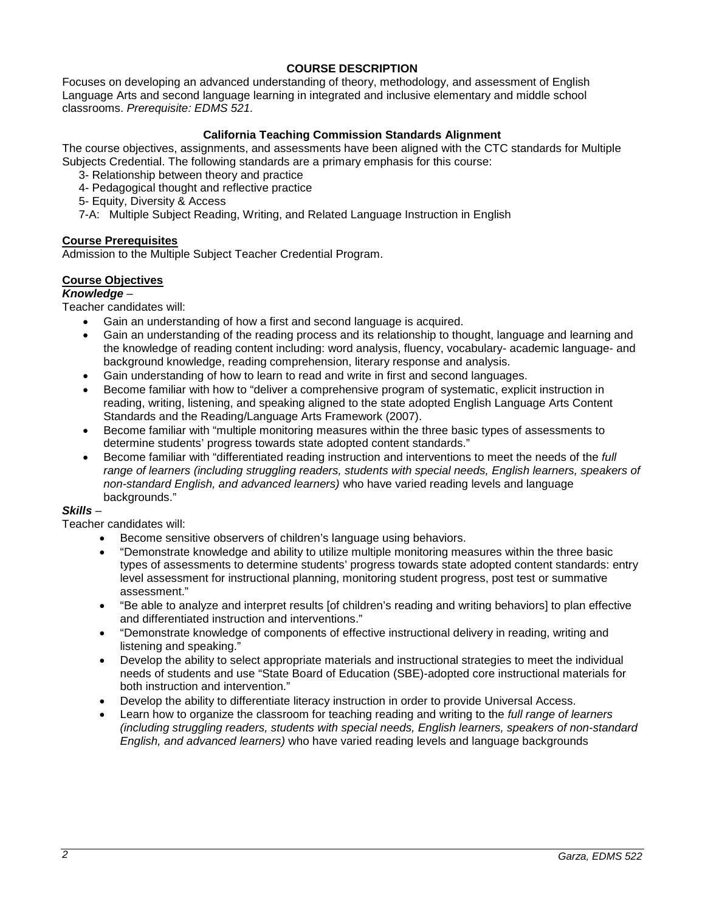## COURSE DESCRIPTION

Focuses on developing an advanced understanding of theory, methodology, and assessment of English Language Arts and second language learning in integrated and inclusive elementary and middle school classrooms. *Prerequisite: EDMS 521.*

### California Teaching Commission Standards Alignment

The course objectives, assignments, and assessments have been aligned with the CTC standards for Multiple Subjects Credential. The following standards are a primary emphasis for this course:

3- Relationship between theory and practice
4- Pedagogical thought and reflective practice
5- Equity, Diversity & Access
7-A: Multiple Subject Reading, Writing, and Related Language Instruction in English

### Course Prerequisites

Admission to the Multiple Subject Teacher Credential Program.

### Course Objectives

***Knowledge*** –

Teacher candidates will:

- Gain an understanding of how a first and second language is acquired.
- Gain an understanding of the reading process and its relationship to thought, language and learning and the knowledge of reading content including: word analysis, fluency, vocabulary- academic language- and background knowledge, reading comprehension, literary response and analysis.
- Gain understanding of how to learn to read and write in first and second languages.
- Become familiar with how to "deliver a comprehensive program of systematic, explicit instruction in reading, writing, listening, and speaking aligned to the state adopted English Language Arts Content Standards and the Reading/Language Arts Framework (2007).
- Become familiar with "multiple monitoring measures within the three basic types of assessments to determine students' progress towards state adopted content standards."
- Become familiar with "differentiated reading instruction and interventions to meet the needs of the *full range of learners (including struggling readers, students with special needs, English learners, speakers of non-standard English, and advanced learners)* who have varied reading levels and language backgrounds."

***Skills*** –

Teacher candidates will:

- Become sensitive observers of children's language using behaviors.
- "Demonstrate knowledge and ability to utilize multiple monitoring measures within the three basic types of assessments to determine students' progress towards state adopted content standards: entry level assessment for instructional planning, monitoring student progress, post test or summative assessment."
- "Be able to analyze and interpret results [of children's reading and writing behaviors] to plan effective and differentiated instruction and interventions."
- "Demonstrate knowledge of components of effective instructional delivery in reading, writing and listening and speaking."
- Develop the ability to select appropriate materials and instructional strategies to meet the individual needs of students and use "State Board of Education (SBE)-adopted core instructional materials for both instruction and intervention."
- Develop the ability to differentiate literacy instruction in order to provide Universal Access.
- Learn how to organize the classroom for teaching reading and writing to the *full range of learners (including struggling readers, students with special needs, English learners, speakers of non-standard English, and advanced learners)* who have varied reading levels and language backgrounds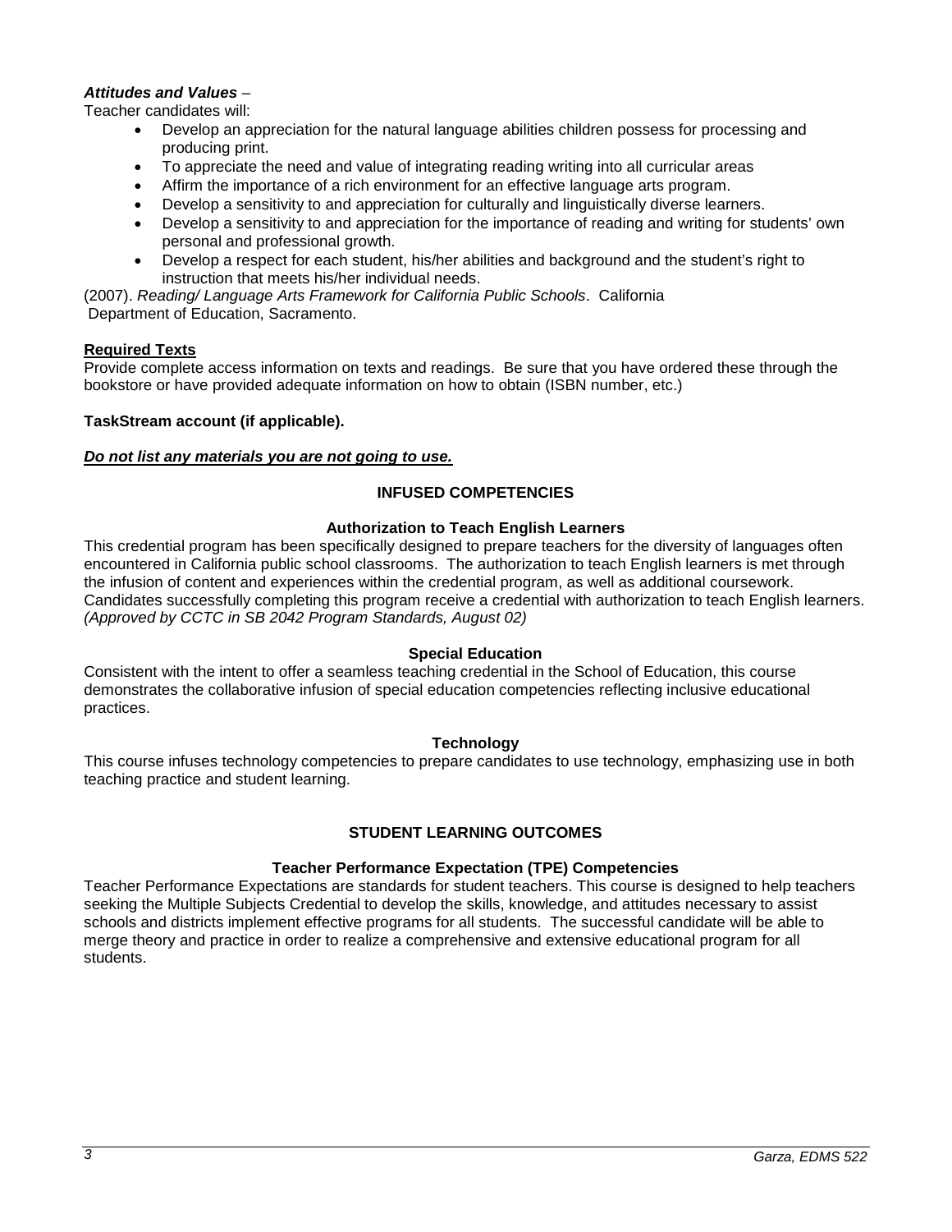***Attitudes and Values*** –

Teacher candidates will:

- Develop an appreciation for the natural language abilities children possess for processing and producing print.
- To appreciate the need and value of integrating reading writing into all curricular areas
- Affirm the importance of a rich environment for an effective language arts program.
- Develop a sensitivity to and appreciation for culturally and linguistically diverse learners.
- Develop a sensitivity to and appreciation for the importance of reading and writing for students' own personal and professional growth.
- Develop a respect for each student, his/her abilities and background and the student's right to instruction that meets his/her individual needs.

(2007). *Reading/ Language Arts Framework for California Public Schools*. California Department of Education, Sacramento.

**Required Texts**

Provide complete access information on texts and readings. Be sure that you have ordered these through the bookstore or have provided adequate information on how to obtain (ISBN number, etc.)

**TaskStream account (if applicable).**

***Do not list any materials you are not going to use.***

## INFUSED COMPETENCIES

### Authorization to Teach English Learners

This credential program has been specifically designed to prepare teachers for the diversity of languages often encountered in California public school classrooms. The authorization to teach English learners is met through the infusion of content and experiences within the credential program, as well as additional coursework. Candidates successfully completing this program receive a credential with authorization to teach English learners. *(Approved by CCTC in SB 2042 Program Standards, August 02)*

### Special Education

Consistent with the intent to offer a seamless teaching credential in the School of Education, this course demonstrates the collaborative infusion of special education competencies reflecting inclusive educational practices.

### Technology

This course infuses technology competencies to prepare candidates to use technology, emphasizing use in both teaching practice and student learning.

## STUDENT LEARNING OUTCOMES

### Teacher Performance Expectation (TPE) Competencies

Teacher Performance Expectations are standards for student teachers. This course is designed to help teachers seeking the Multiple Subjects Credential to develop the skills, knowledge, and attitudes necessary to assist schools and districts implement effective programs for all students. The successful candidate will be able to merge theory and practice in order to realize a comprehensive and extensive educational program for all students.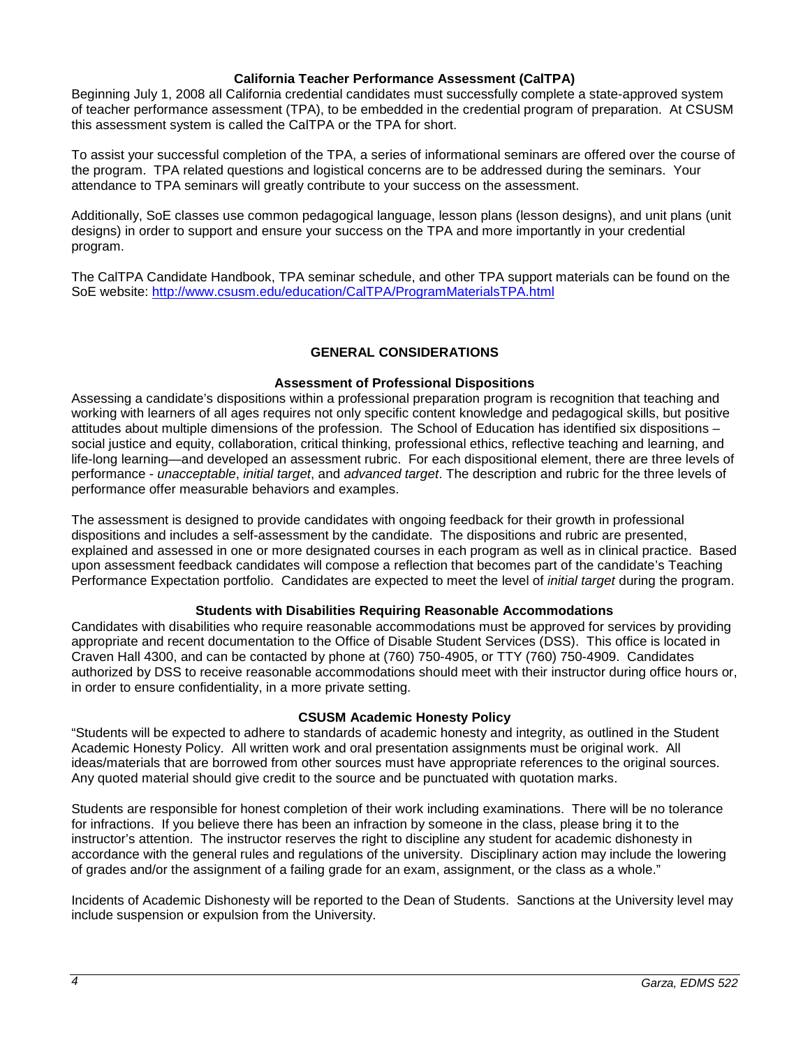### California Teacher Performance Assessment (CalTPA)

Beginning July 1, 2008 all California credential candidates must successfully complete a state-approved system of teacher performance assessment (TPA), to be embedded in the credential program of preparation. At CSUSM this assessment system is called the CalTPA or the TPA for short.

To assist your successful completion of the TPA, a series of informational seminars are offered over the course of the program. TPA related questions and logistical concerns are to be addressed during the seminars. Your attendance to TPA seminars will greatly contribute to your success on the assessment.

Additionally, SoE classes use common pedagogical language, lesson plans (lesson designs), and unit plans (unit designs) in order to support and ensure your success on the TPA and more importantly in your credential program.

The CalTPA Candidate Handbook, TPA seminar schedule, and other TPA support materials can be found on the SoE website: http://www.csusm.edu/education/CalTPA/ProgramMaterialsTPA.html

## GENERAL CONSIDERATIONS

### Assessment of Professional Dispositions

Assessing a candidate's dispositions within a professional preparation program is recognition that teaching and working with learners of all ages requires not only specific content knowledge and pedagogical skills, but positive attitudes about multiple dimensions of the profession. The School of Education has identified six dispositions – social justice and equity, collaboration, critical thinking, professional ethics, reflective teaching and learning, and life-long learning—and developed an assessment rubric. For each dispositional element, there are three levels of performance - *unacceptable*, *initial target*, and *advanced target*. The description and rubric for the three levels of performance offer measurable behaviors and examples.

The assessment is designed to provide candidates with ongoing feedback for their growth in professional dispositions and includes a self-assessment by the candidate. The dispositions and rubric are presented, explained and assessed in one or more designated courses in each program as well as in clinical practice. Based upon assessment feedback candidates will compose a reflection that becomes part of the candidate's Teaching Performance Expectation portfolio. Candidates are expected to meet the level of *initial target* during the program.

### Students with Disabilities Requiring Reasonable Accommodations

Candidates with disabilities who require reasonable accommodations must be approved for services by providing appropriate and recent documentation to the Office of Disable Student Services (DSS). This office is located in Craven Hall 4300, and can be contacted by phone at (760) 750-4905, or TTY (760) 750-4909. Candidates authorized by DSS to receive reasonable accommodations should meet with their instructor during office hours or, in order to ensure confidentiality, in a more private setting.

### CSUSM Academic Honesty Policy

"Students will be expected to adhere to standards of academic honesty and integrity, as outlined in the Student Academic Honesty Policy. All written work and oral presentation assignments must be original work. All ideas/materials that are borrowed from other sources must have appropriate references to the original sources. Any quoted material should give credit to the source and be punctuated with quotation marks.

Students are responsible for honest completion of their work including examinations. There will be no tolerance for infractions. If you believe there has been an infraction by someone in the class, please bring it to the instructor's attention. The instructor reserves the right to discipline any student for academic dishonesty in accordance with the general rules and regulations of the university. Disciplinary action may include the lowering of grades and/or the assignment of a failing grade for an exam, assignment, or the class as a whole."

Incidents of Academic Dishonesty will be reported to the Dean of Students. Sanctions at the University level may include suspension or expulsion from the University.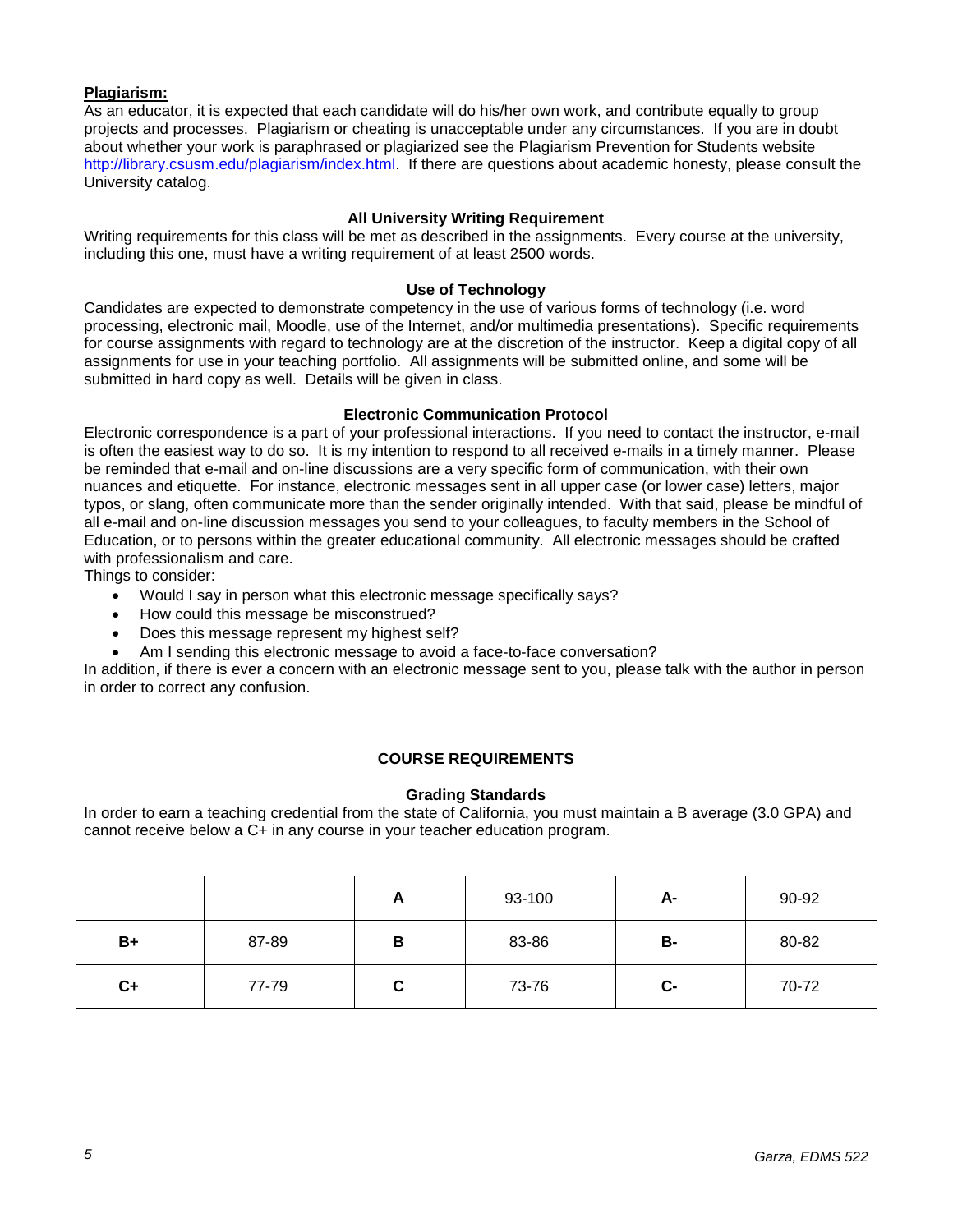**Plagiarism:**
As an educator, it is expected that each candidate will do his/her own work, and contribute equally to group projects and processes. Plagiarism or cheating is unacceptable under any circumstances. If you are in doubt about whether your work is paraphrased or plagiarized see the Plagiarism Prevention for Students website http://library.csusm.edu/plagiarism/index.html. If there are questions about academic honesty, please consult the University catalog.

### All University Writing Requirement

Writing requirements for this class will be met as described in the assignments. Every course at the university, including this one, must have a writing requirement of at least 2500 words.

### Use of Technology

Candidates are expected to demonstrate competency in the use of various forms of technology (i.e. word processing, electronic mail, Moodle, use of the Internet, and/or multimedia presentations). Specific requirements for course assignments with regard to technology are at the discretion of the instructor. Keep a digital copy of all assignments for use in your teaching portfolio. All assignments will be submitted online, and some will be submitted in hard copy as well. Details will be given in class.

### Electronic Communication Protocol

Electronic correspondence is a part of your professional interactions. If you need to contact the instructor, e-mail is often the easiest way to do so. It is my intention to respond to all received e-mails in a timely manner. Please be reminded that e-mail and on-line discussions are a very specific form of communication, with their own nuances and etiquette. For instance, electronic messages sent in all upper case (or lower case) letters, major typos, or slang, often communicate more than the sender originally intended. With that said, please be mindful of all e-mail and on-line discussion messages you send to your colleagues, to faculty members in the School of Education, or to persons within the greater educational community. All electronic messages should be crafted with professionalism and care.
Things to consider:

- Would I say in person what this electronic message specifically says?
- How could this message be misconstrued?
- Does this message represent my highest self?
- Am I sending this electronic message to avoid a face-to-face conversation?

In addition, if there is ever a concern with an electronic message sent to you, please talk with the author in person in order to correct any confusion.

## COURSE REQUIREMENTS

### Grading Standards

In order to earn a teaching credential from the state of California, you must maintain a B average (3.0 GPA) and cannot receive below a C+ in any course in your teacher education program.

| | | A | 93-100 | A- | 90-92 |
|---|---|---|---|---|---|
| B+ | 87-89 | B | 83-86 | B- | 80-82 |
| C+ | 77-79 | C | 73-76 | C- | 70-72 |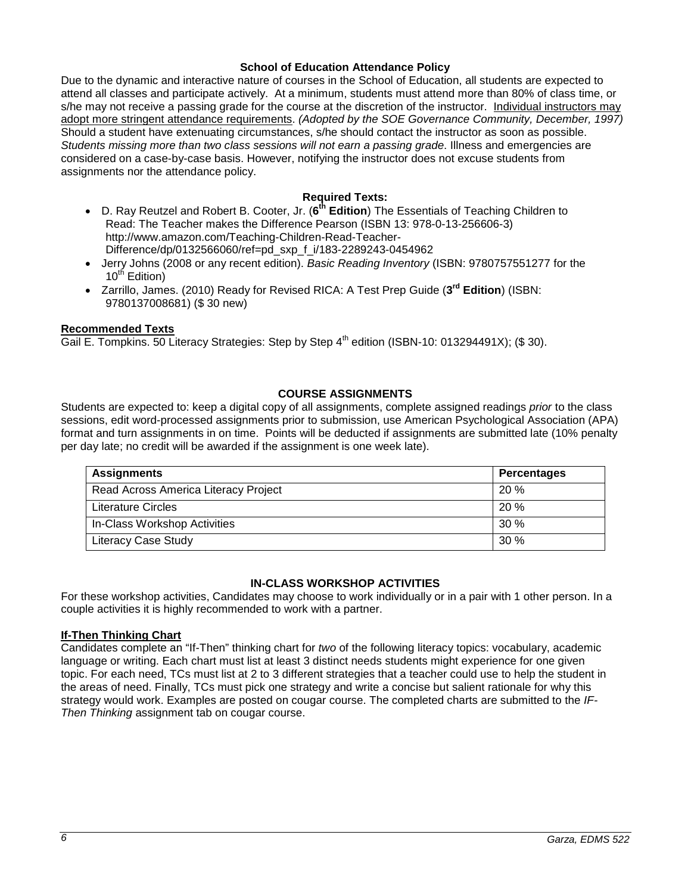**School of Education Attendance Policy**

Due to the dynamic and interactive nature of courses in the School of Education, all students are expected to attend all classes and participate actively. At a minimum, students must attend more than 80% of class time, or s/he may not receive a passing grade for the course at the discretion of the instructor. Individual instructors may adopt more stringent attendance requirements. *(Adopted by the SOE Governance Community, December, 1997)* Should a student have extenuating circumstances, s/he should contact the instructor as soon as possible. *Students missing more than two class sessions will not earn a passing grade*. Illness and emergencies are considered on a case-by-case basis. However, notifying the instructor does not excuse students from assignments nor the attendance policy.

**Required Texts:**

- D. Ray Reutzel and Robert B. Cooter, Jr. (**6th Edition**) The Essentials of Teaching Children to Read: The Teacher makes the Difference Pearson (ISBN 13: 978-0-13-256606-3) http://www.amazon.com/Teaching-Children-Read-Teacher-Difference/dp/0132566060/ref=pd_sxp_f_i/183-2289243-0454962
- Jerry Johns (2008 or any recent edition). *Basic Reading Inventory* (ISBN: 9780757551277 for the 10th Edition)
- Zarrillo, James. (2010) Ready for Revised RICA: A Test Prep Guide (**3rd Edition**) (ISBN: 9780137008681) ($ 30 new)

**Recommended Texts**

Gail E. Tompkins. 50 Literacy Strategies: Step by Step 4th edition (ISBN-10: 013294491X); ($ 30).

**COURSE ASSIGNMENTS**

Students are expected to: keep a digital copy of all assignments, complete assigned readings *prior* to the class sessions, edit word-processed assignments prior to submission, use American Psychological Association (APA) format and turn assignments in on time. Points will be deducted if assignments are submitted late (10% penalty per day late; no credit will be awarded if the assignment is one week late).

| Assignments | Percentages |
|---|---|
| Read Across America Literacy Project | 20 % |
| Literature Circles | 20 % |
| In-Class Workshop Activities | 30 % |
| Literacy Case Study | 30 % |

**IN-CLASS WORKSHOP ACTIVITIES**

For these workshop activities, Candidates may choose to work individually or in a pair with 1 other person. In a couple activities it is highly recommended to work with a partner.

**If-Then Thinking Chart**

Candidates complete an "If-Then" thinking chart for *two* of the following literacy topics: vocabulary, academic language or writing. Each chart must list at least 3 distinct needs students might experience for one given topic. For each need, TCs must list at 2 to 3 different strategies that a teacher could use to help the student in the areas of need. Finally, TCs must pick one strategy and write a concise but salient rationale for why this strategy would work. Examples are posted on cougar course. The completed charts are submitted to the *IF-Then Thinking* assignment tab on cougar course.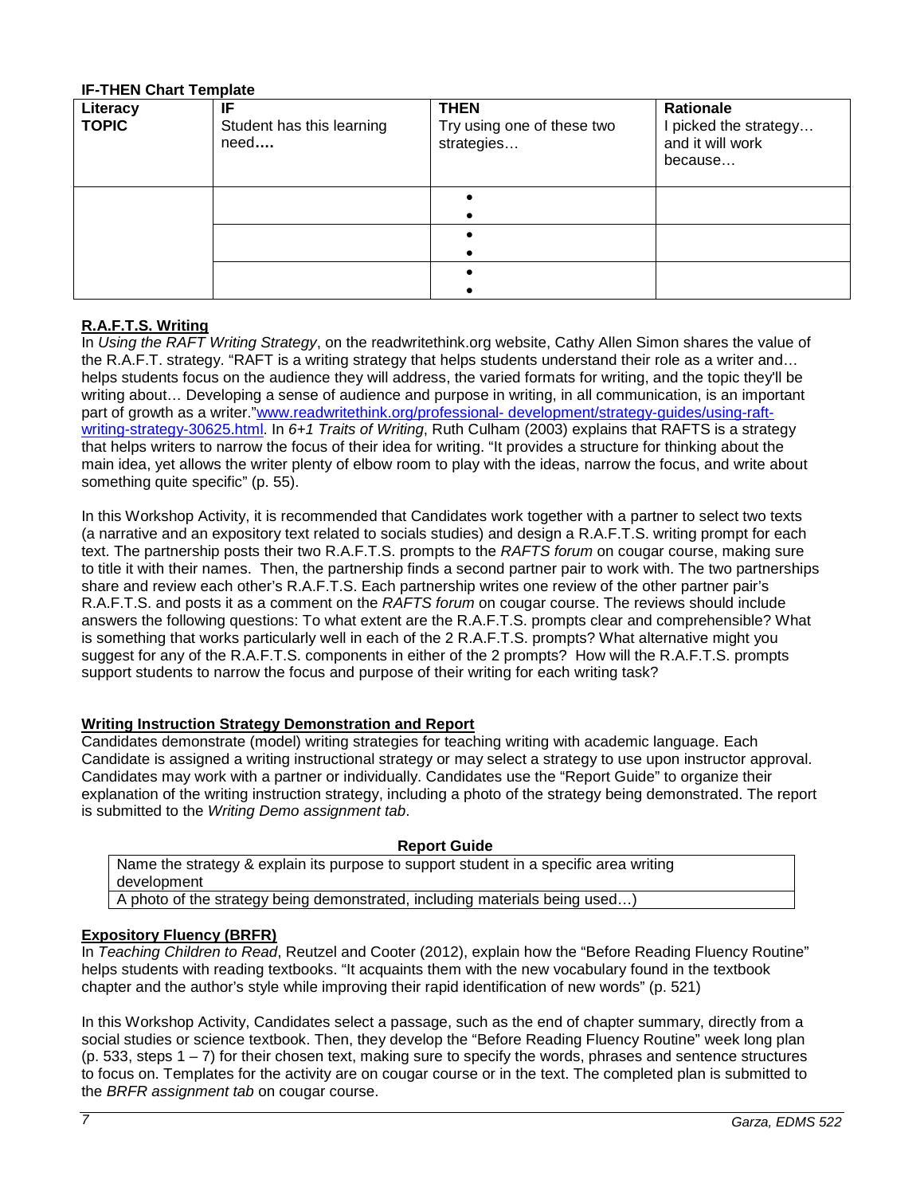**IF-THEN Chart Template**

| Literacy TOPIC | IF<br>Student has this learning need**….** | THEN<br>Try using one of these two strategies… | Rationale<br>I picked the strategy… and it will work because… |
|---|---|---|---|
| | | •<br>• | |
| | | •<br>• | |
| | | •<br>• | |

**R.A.F.T.S. Writing**

In *Using the RAFT Writing Strategy*, on the readwritethink.org website, Cathy Allen Simon shares the value of the R.A.F.T. strategy. "RAFT is a writing strategy that helps students understand their role as a writer and… helps students focus on the audience they will address, the varied formats for writing, and the topic they'll be writing about… Developing a sense of audience and purpose in writing, in all communication, is an important part of growth as a writer."[www.readwritethink.org/professional- development/strategy-guides/using-raft-writing-strategy-30625.html](http://www.readwritethink.org/professional-development/strategy-guides/using-raft-writing-strategy-30625.html). In *6+1 Traits of Writing*, Ruth Culham (2003) explains that RAFTS is a strategy that helps writers to narrow the focus of their idea for writing. "It provides a structure for thinking about the main idea, yet allows the writer plenty of elbow room to play with the ideas, narrow the focus, and write about something quite specific" (p. 55).

In this Workshop Activity, it is recommended that Candidates work together with a partner to select two texts (a narrative and an expository text related to socials studies) and design a R.A.F.T.S. writing prompt for each text. The partnership posts their two R.A.F.T.S. prompts to the *RAFTS forum* on cougar course, making sure to title it with their names. Then, the partnership finds a second partner pair to work with. The two partnerships share and review each other's R.A.F.T.S. Each partnership writes one review of the other partner pair's R.A.F.T.S. and posts it as a comment on the *RAFTS forum* on cougar course. The reviews should include answers the following questions: To what extent are the R.A.F.T.S. prompts clear and comprehensible? What is something that works particularly well in each of the 2 R.A.F.T.S. prompts? What alternative might you suggest for any of the R.A.F.T.S. components in either of the 2 prompts? How will the R.A.F.T.S. prompts support students to narrow the focus and purpose of their writing for each writing task?

**Writing Instruction Strategy Demonstration and Report**

Candidates demonstrate (model) writing strategies for teaching writing with academic language. Each Candidate is assigned a writing instructional strategy or may select a strategy to use upon instructor approval. Candidates may work with a partner or individually. Candidates use the "Report Guide" to organize their explanation of the writing instruction strategy, including a photo of the strategy being demonstrated. The report is submitted to the *Writing Demo assignment tab*.

| Report Guide |
|---|
| Name the strategy & explain its purpose to support student in a specific area writing development |
| A photo of the strategy being demonstrated, including materials being used…) |

**Expository Fluency (BRFR)**

In *Teaching Children to Read*, Reutzel and Cooter (2012), explain how the "Before Reading Fluency Routine" helps students with reading textbooks. "It acquaints them with the new vocabulary found in the textbook chapter and the author's style while improving their rapid identification of new words" (p. 521)

In this Workshop Activity, Candidates select a passage, such as the end of chapter summary, directly from a social studies or science textbook. Then, they develop the "Before Reading Fluency Routine" week long plan (p. 533, steps 1 – 7) for their chosen text, making sure to specify the words, phrases and sentence structures to focus on. Templates for the activity are on cougar course or in the text. The completed plan is submitted to the *BRFR assignment tab* on cougar course.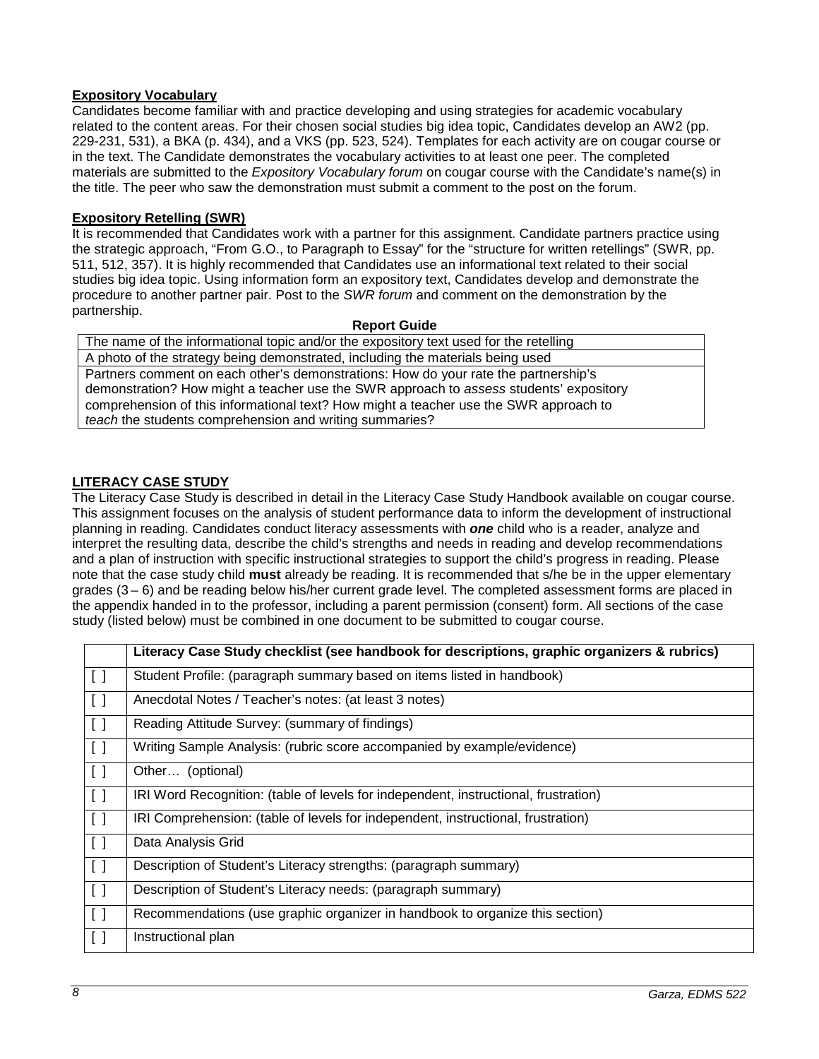**Expository Vocabulary**

Candidates become familiar with and practice developing and using strategies for academic vocabulary related to the content areas. For their chosen social studies big idea topic, Candidates develop an AW2 (pp. 229-231, 531), a BKA (p. 434), and a VKS (pp. 523, 524). Templates for each activity are on cougar course or in the text. The Candidate demonstrates the vocabulary activities to at least one peer. The completed materials are submitted to the *Expository Vocabulary forum* on cougar course with the Candidate's name(s) in the title. The peer who saw the demonstration must submit a comment to the post on the forum.

**Expository Retelling (SWR)**

It is recommended that Candidates work with a partner for this assignment. Candidate partners practice using the strategic approach, "From G.O., to Paragraph to Essay" for the "structure for written retellings" (SWR, pp. 511, 512, 357). It is highly recommended that Candidates use an informational text related to their social studies big idea topic. Using information form an expository text, Candidates develop and demonstrate the procedure to another partner pair. Post to the *SWR forum* and comment on the demonstration by the partnership.

| **Report Guide** |
|---|
| The name of the informational topic and/or the expository text used for the retelling |
| A photo of the strategy being demonstrated, including the materials being used |
| Partners comment on each other's demonstrations: How do your rate the partnership's demonstration? How might a teacher use the SWR approach to *assess* students' expository comprehension of this informational text? How might a teacher use the SWR approach to *teach* the students comprehension and writing summaries? |

**LITERACY CASE STUDY**

The Literacy Case Study is described in detail in the Literacy Case Study Handbook available on cougar course. This assignment focuses on the analysis of student performance data to inform the development of instructional planning in reading. Candidates conduct literacy assessments with ***one*** child who is a reader, analyze and interpret the resulting data, describe the child's strengths and needs in reading and develop recommendations and a plan of instruction with specific instructional strategies to support the child's progress in reading. Please note that the case study child **must** already be reading. It is recommended that s/he be in the upper elementary grades (3 – 6) and be reading below his/her current grade level. The completed assessment forms are placed in the appendix handed in to the professor, including a parent permission (consent) form. All sections of the case study (listed below) must be combined in one document to be submitted to cougar course.

| | **Literacy Case Study checklist (see handbook for descriptions, graphic organizers & rubrics)** |
|---|---|
| [ ] | Student Profile: (paragraph summary based on items listed in handbook) |
| [ ] | Anecdotal Notes / Teacher's notes: (at least 3 notes) |
| [ ] | Reading Attitude Survey: (summary of findings) |
| [ ] | Writing Sample Analysis: (rubric score accompanied by example/evidence) |
| [ ] | Other… (optional) |
| [ ] | IRI Word Recognition: (table of levels for independent, instructional, frustration) |
| [ ] | IRI Comprehension: (table of levels for independent, instructional, frustration) |
| [ ] | Data Analysis Grid |
| [ ] | Description of Student's Literacy strengths: (paragraph summary) |
| [ ] | Description of Student's Literacy needs: (paragraph summary) |
| [ ] | Recommendations (use graphic organizer in handbook to organize this section) |
| [ ] | Instructional plan |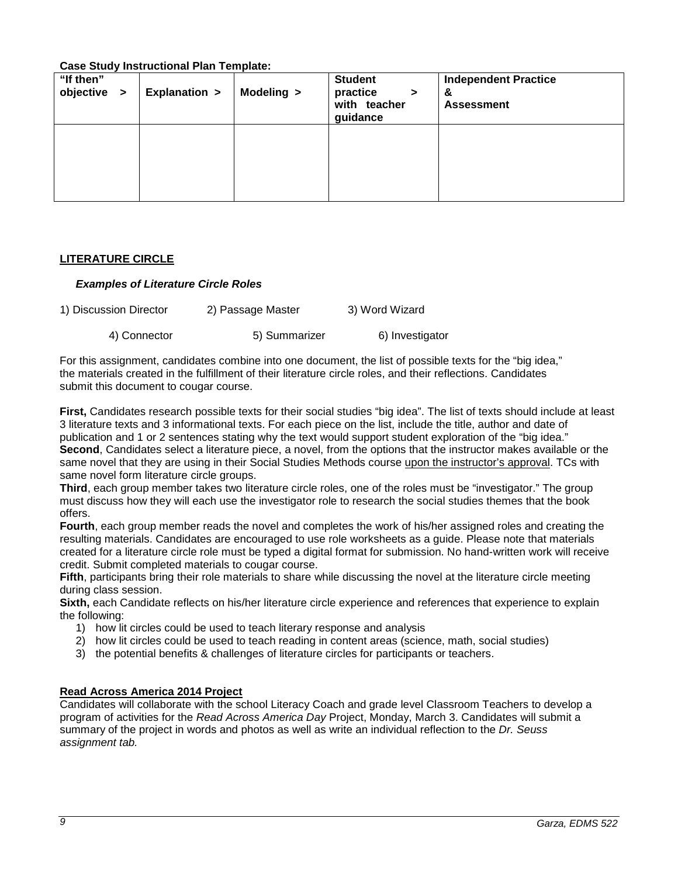**Case Study Instructional Plan Template:**

| "If then" objective > | Explanation > | Modeling > | Student practice > with teacher guidance | Independent Practice & Assessment |
|---|---|---|---|---|
| | | | | |

## LITERATURE CIRCLE

***Examples of Literature Circle Roles***

1) Discussion Director 2) Passage Master 3) Word Wizard

4) Connector 5) Summarizer 6) Investigator

For this assignment, candidates combine into one document, the list of possible texts for the "big idea," the materials created in the fulfillment of their literature circle roles, and their reflections. Candidates submit this document to cougar course.

**First,** Candidates research possible texts for their social studies "big idea". The list of texts should include at least 3 literature texts and 3 informational texts. For each piece on the list, include the title, author and date of publication and 1 or 2 sentences stating why the text would support student exploration of the "big idea."
**Second**, Candidates select a literature piece, a novel, from the options that the instructor makes available or the same novel that they are using in their Social Studies Methods course upon the instructor's approval. TCs with same novel form literature circle groups.
**Third**, each group member takes two literature circle roles, one of the roles must be "investigator." The group must discuss how they will each use the investigator role to research the social studies themes that the book offers.
**Fourth**, each group member reads the novel and completes the work of his/her assigned roles and creating the resulting materials. Candidates are encouraged to use role worksheets as a guide. Please note that materials created for a literature circle role must be typed a digital format for submission. No hand-written work will receive credit. Submit completed materials to cougar course.
**Fifth**, participants bring their role materials to share while discussing the novel at the literature circle meeting during class session.
**Sixth,** each Candidate reflects on his/her literature circle experience and references that experience to explain the following:

1) how lit circles could be used to teach literary response and analysis
2) how lit circles could be used to teach reading in content areas (science, math, social studies)
3) the potential benefits & challenges of literature circles for participants or teachers.

## Read Across America 2014 Project

Candidates will collaborate with the school Literacy Coach and grade level Classroom Teachers to develop a program of activities for the *Read Across America Day* Project, Monday, March 3. Candidates will submit a summary of the project in words and photos as well as write an individual reflection to the *Dr. Seuss assignment tab.*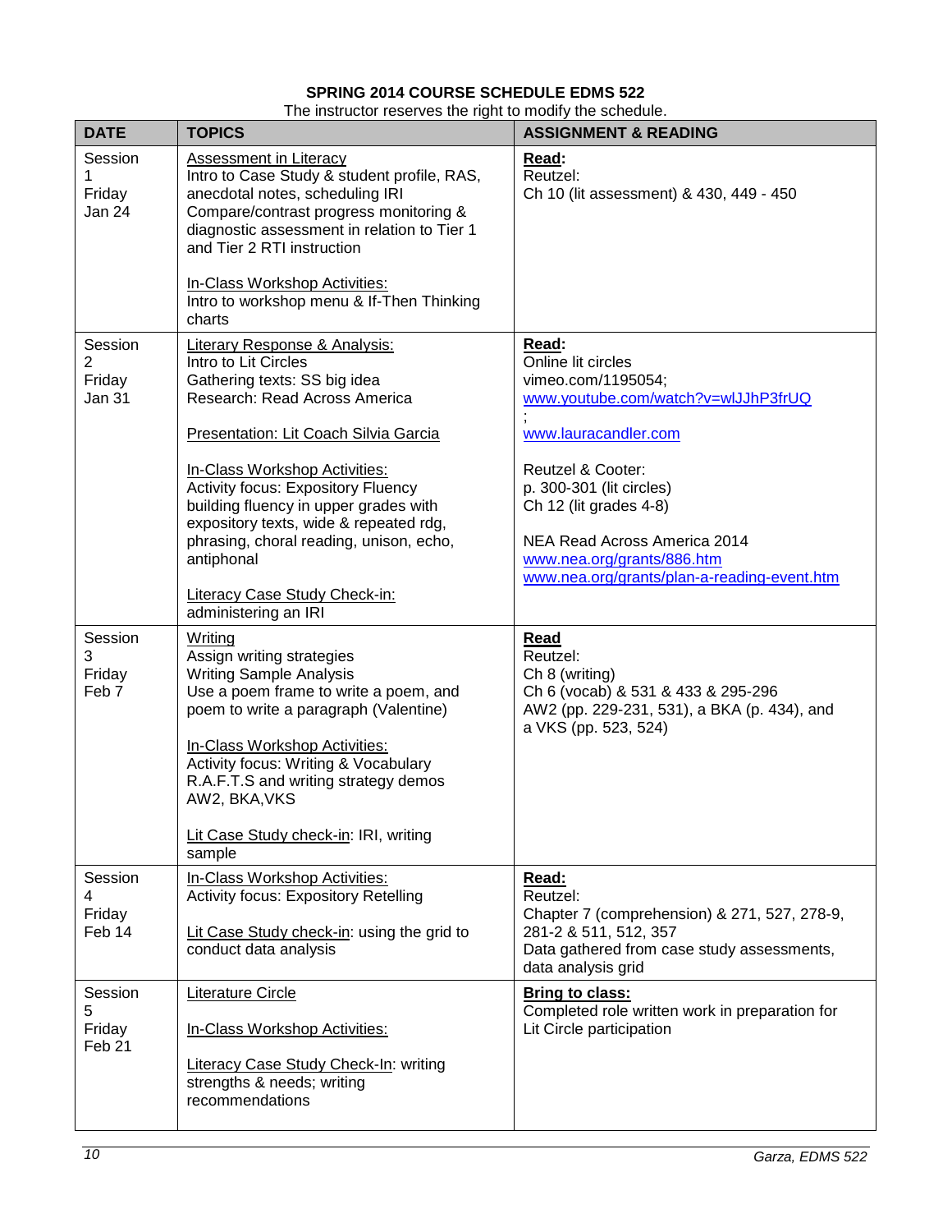## SPRING 2014 COURSE SCHEDULE EDMS 522

The instructor reserves the right to modify the schedule.

| DATE | TOPICS | ASSIGNMENT & READING |
|---|---|---|
| Session 1 Friday Jan 24 | Assessment in Literacy<br>Intro to Case Study & student profile, RAS, anecdotal notes, scheduling IRI<br>Compare/contrast progress monitoring & diagnostic assessment in relation to Tier 1 and Tier 2 RTI instruction<br><br>In-Class Workshop Activities:<br>Intro to workshop menu & If-Then Thinking charts | **Read:**<br>Reutzel:<br>Ch 10 (lit assessment) & 430, 449 - 450 |
| Session 2 Friday Jan 31 | Literary Response & Analysis:<br>Intro to Lit Circles<br>Gathering texts: SS big idea<br>Research: Read Across America<br><br>Presentation: Lit Coach Silvia Garcia<br><br>In-Class Workshop Activities:<br>Activity focus: Expository Fluency building fluency in upper grades with expository texts, wide & repeated rdg, phrasing, choral reading, unison, echo, antiphonal<br><br>Literacy Case Study Check-in:<br>administering an IRI | **Read:**<br>Online lit circles<br>vimeo.com/1195054;<br>www.youtube.com/watch?v=wlJJhP3frUQ<br>;<br>www.lauracandler.com<br><br>Reutzel & Cooter:<br>p. 300-301 (lit circles)<br>Ch 12 (lit grades 4-8)<br><br>NEA Read Across America 2014<br>www.nea.org/grants/886.htm<br>www.nea.org/grants/plan-a-reading-event.htm |
| Session 3 Friday Feb 7 | Writing<br>Assign writing strategies<br>Writing Sample Analysis<br>Use a poem frame to write a poem, and poem to write a paragraph (Valentine)<br><br>In-Class Workshop Activities:<br>Activity focus: Writing & Vocabulary<br>R.A.F.T.S and writing strategy demos<br>AW2, BKA,VKS<br><br>Lit Case Study check-in: IRI, writing sample | **Read**<br>Reutzel:<br>Ch 8 (writing)<br>Ch 6 (vocab) & 531 & 433 & 295-296<br>AW2 (pp. 229-231, 531), a BKA (p. 434), and a VKS (pp. 523, 524) |
| Session 4 Friday Feb 14 | In-Class Workshop Activities:<br>Activity focus: Expository Retelling<br><br>Lit Case Study check-in: using the grid to conduct data analysis | **Read:**<br>Reutzel:<br>Chapter 7 (comprehension) & 271, 527, 278-9, 281-2 & 511, 512, 357<br>Data gathered from case study assessments, data analysis grid |
| Session 5 Friday Feb 21 | Literature Circle<br><br>In-Class Workshop Activities:<br><br>Literacy Case Study Check-In: writing strengths & needs; writing recommendations | **Bring to class:**<br>Completed role written work in preparation for Lit Circle participation |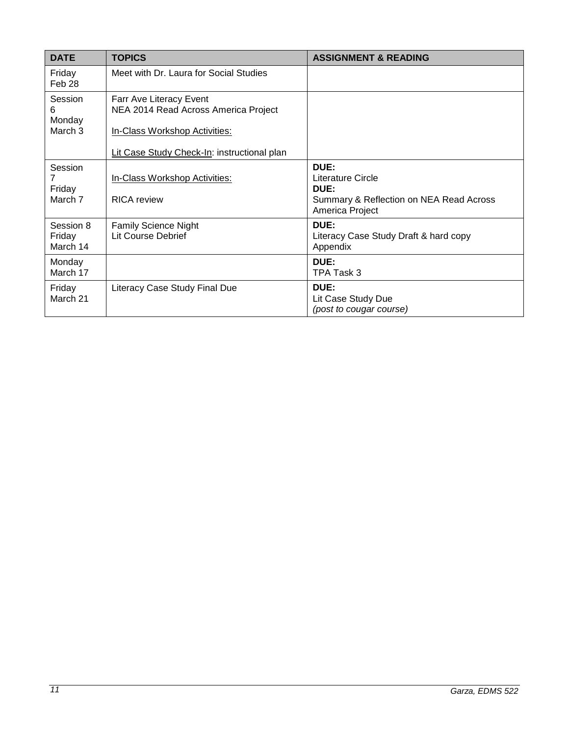| DATE | TOPICS | ASSIGNMENT & READING |
|---|---|---|
| Friday Feb 28 | Meet with Dr. Laura for Social Studies | |
| Session 6 Monday March 3 | Farr Ave Literacy Event<br>NEA 2014 Read Across America Project<br><br>In-Class Workshop Activities:<br><br>Lit Case Study Check-In: instructional plan | |
| Session 7 Friday March 7 | In-Class Workshop Activities:<br><br>RICA review | **DUE:**<br>Literature Circle<br>**DUE:**<br>Summary & Reflection on NEA Read Across America Project |
| Session 8 Friday March 14 | Family Science Night<br>Lit Course Debrief | **DUE:**<br>Literacy Case Study Draft & hard copy Appendix |
| Monday March 17 | | **DUE:**<br>TPA Task 3 |
| Friday March 21 | Literacy Case Study Final Due | **DUE:**<br>Lit Case Study Due<br>*(post to cougar course)* |